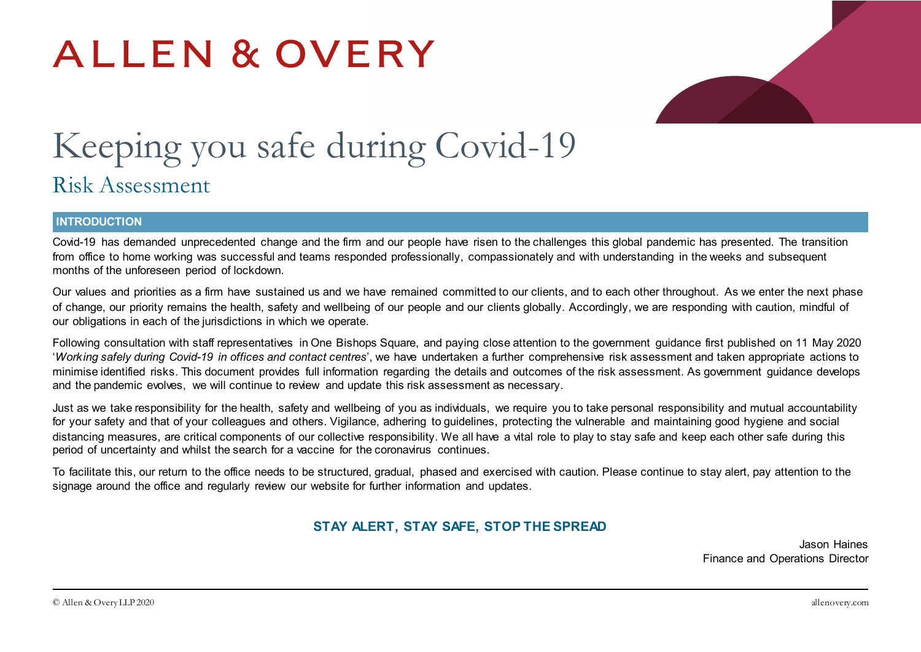# ALLEN & OVERY

# Keeping you safe during Covid-19

## Risk Assessment

### INTRODUCTION

Covid-19 has demanded unprecedented change and the firm and our people have risen to the challenges this global pandemic has presented. The transition from office to home working was successful and teams responded professionally, compassionately and with understanding in the weeks and subsequent months of the unforeseen period of lockdown.

Our values and priorities as a firm have sustained us and we have remained committed to our clients, and to each other throughout. As we enter the next phase of change, our priority remains the health, safety and wellbeing of our people and our clients globally. Accordingly, we are responding with caution, mindful of our obligations in each of the jurisdictions in which we operate.

Following consultation with staff representatives in One Bishops Square, and paying close attention to the government guidance first published on 11 May 2020 '*Working safely during Covid-19 in offices and contact centres*', we have undertaken a further comprehensive risk assessment and taken appropriate actions to minimise identified risks. This document provides full information regarding the details and outcomes of the risk assessment. As government guidance develops and the pandemic evolves, we will continue to review and update this risk assessment as necessary.

Just as we take responsibility for the health, safety and wellbeing of you as individuals, we require you to take personal responsibility and mutual accountability for your safety and that of your colleagues and others. Vigilance, adhering to guidelines, protecting the vulnerable and maintaining good hygiene and social distancing measures, are critical components of our collective responsibility. We all have a vital role to play to stay safe and keep each other safe during this period of uncertainty and whilst the search for a vaccine for the coronavirus continues.

To facilitate this, our return to the office needs to be structured, gradual, phased and exercised with caution. Please continue to stay alert, pay attention to the signage around the office and regularly review our website for further information and updates.

**STAY ALERT, STAY SAFE, STOP THE SPREAD**

Jason Haines
Finance and Operations Director

© Allen & Overy LLP 2020

allenovery.com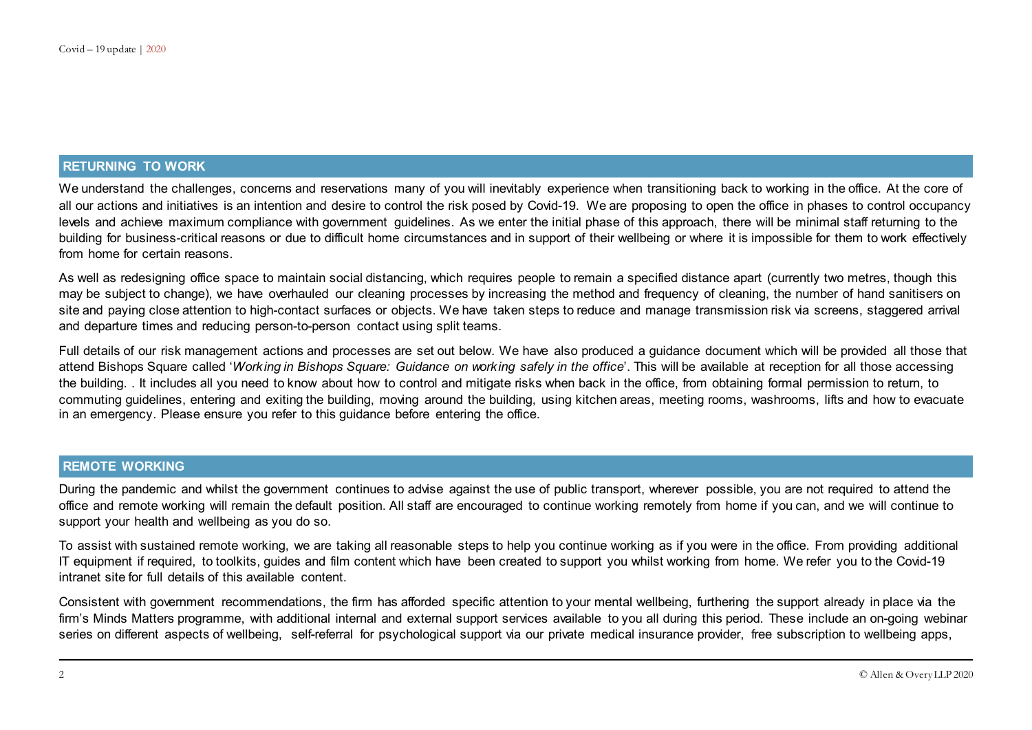## RETURNING TO WORK

We understand the challenges, concerns and reservations many of you will inevitably experience when transitioning back to working in the office. At the core of all our actions and initiatives is an intention and desire to control the risk posed by Covid-19. We are proposing to open the office in phases to control occupancy levels and achieve maximum compliance with government guidelines. As we enter the initial phase of this approach, there will be minimal staff returning to the building for business-critical reasons or due to difficult home circumstances and in support of their wellbeing or where it is impossible for them to work effectively from home for certain reasons.

As well as redesigning office space to maintain social distancing, which requires people to remain a specified distance apart (currently two metres, though this may be subject to change), we have overhauled our cleaning processes by increasing the method and frequency of cleaning, the number of hand sanitisers on site and paying close attention to high-contact surfaces or objects. We have taken steps to reduce and manage transmission risk via screens, staggered arrival and departure times and reducing person-to-person contact using split teams.

Full details of our risk management actions and processes are set out below. We have also produced a guidance document which will be provided all those that attend Bishops Square called '*Working in Bishops Square: Guidance on working safely in the office*'. This will be available at reception for all those accessing the building. . It includes all you need to know about how to control and mitigate risks when back in the office, from obtaining formal permission to return, to commuting guidelines, entering and exiting the building, moving around the building, using kitchen areas, meeting rooms, washrooms, lifts and how to evacuate in an emergency. Please ensure you refer to this guidance before entering the office.

## REMOTE WORKING

During the pandemic and whilst the government continues to advise against the use of public transport, wherever possible, you are not required to attend the office and remote working will remain the default position. All staff are encouraged to continue working remotely from home if you can, and we will continue to support your health and wellbeing as you do so.

To assist with sustained remote working, we are taking all reasonable steps to help you continue working as if you were in the office. From providing additional IT equipment if required, to toolkits, guides and film content which have been created to support you whilst working from home. We refer you to the Covid-19 intranet site for full details of this available content.

Consistent with government recommendations, the firm has afforded specific attention to your mental wellbeing, furthering the support already in place via the firm's Minds Matters programme, with additional internal and external support services available to you all during this period. These include an on-going webinar series on different aspects of wellbeing, self-referral for psychological support via our private medical insurance provider, free subscription to wellbeing apps,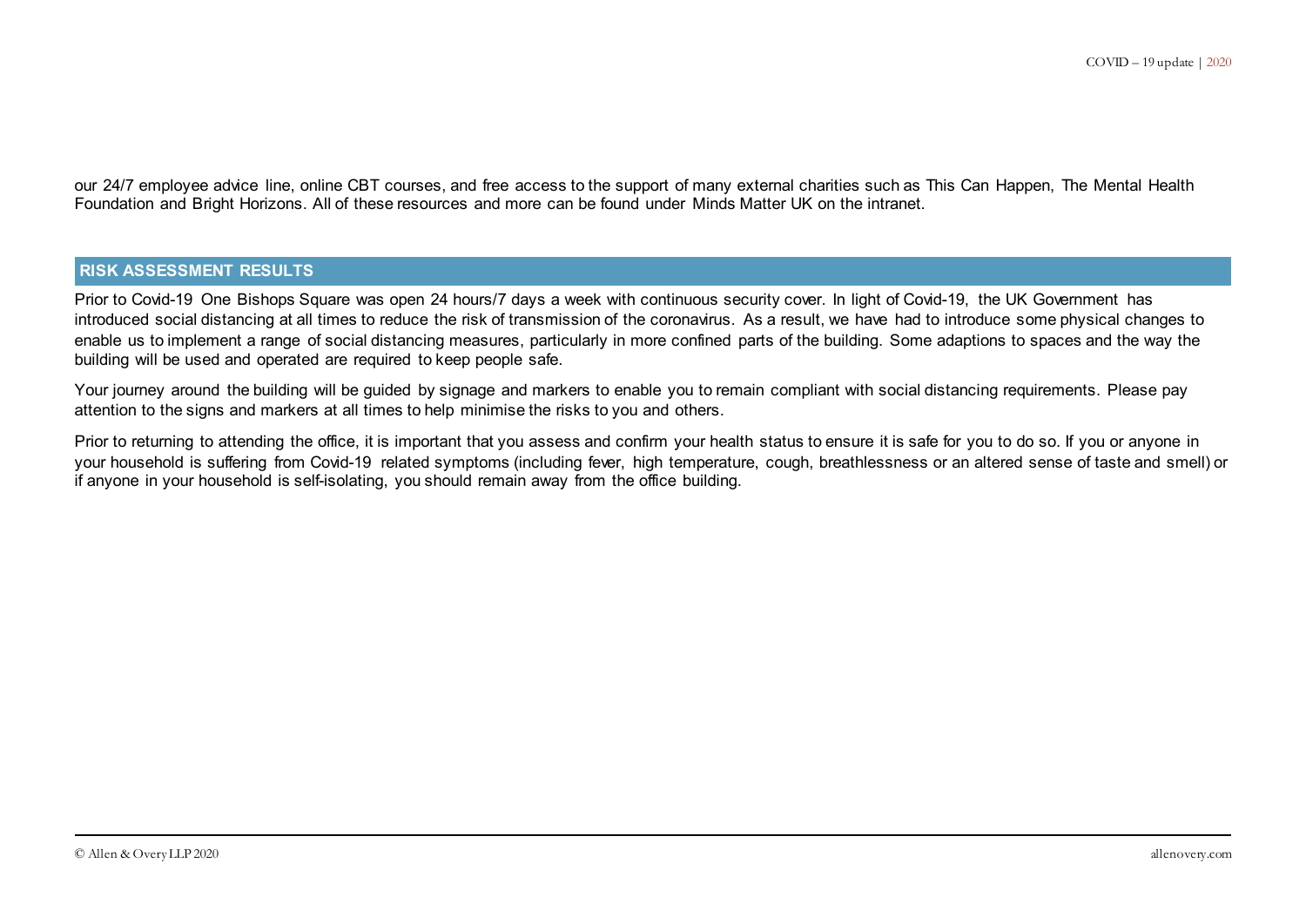our 24/7 employee advice line, online CBT courses, and free access to the support of many external charities such as This Can Happen, The Mental Health Foundation and Bright Horizons. All of these resources and more can be found under Minds Matter UK on the intranet.

## RISK ASSESSMENT RESULTS

Prior to Covid-19 One Bishops Square was open 24 hours/7 days a week with continuous security cover. In light of Covid-19, the UK Government has introduced social distancing at all times to reduce the risk of transmission of the coronavirus. As a result, we have had to introduce some physical changes to enable us to implement a range of social distancing measures, particularly in more confined parts of the building. Some adaptions to spaces and the way the building will be used and operated are required to keep people safe.

Your journey around the building will be guided by signage and markers to enable you to remain compliant with social distancing requirements. Please pay attention to the signs and markers at all times to help minimise the risks to you and others.

Prior to returning to attending the office, it is important that you assess and confirm your health status to ensure it is safe for you to do so. If you or anyone in your household is suffering from Covid-19 related symptoms (including fever, high temperature, cough, breathlessness or an altered sense of taste and smell) or if anyone in your household is self-isolating, you should remain away from the office building.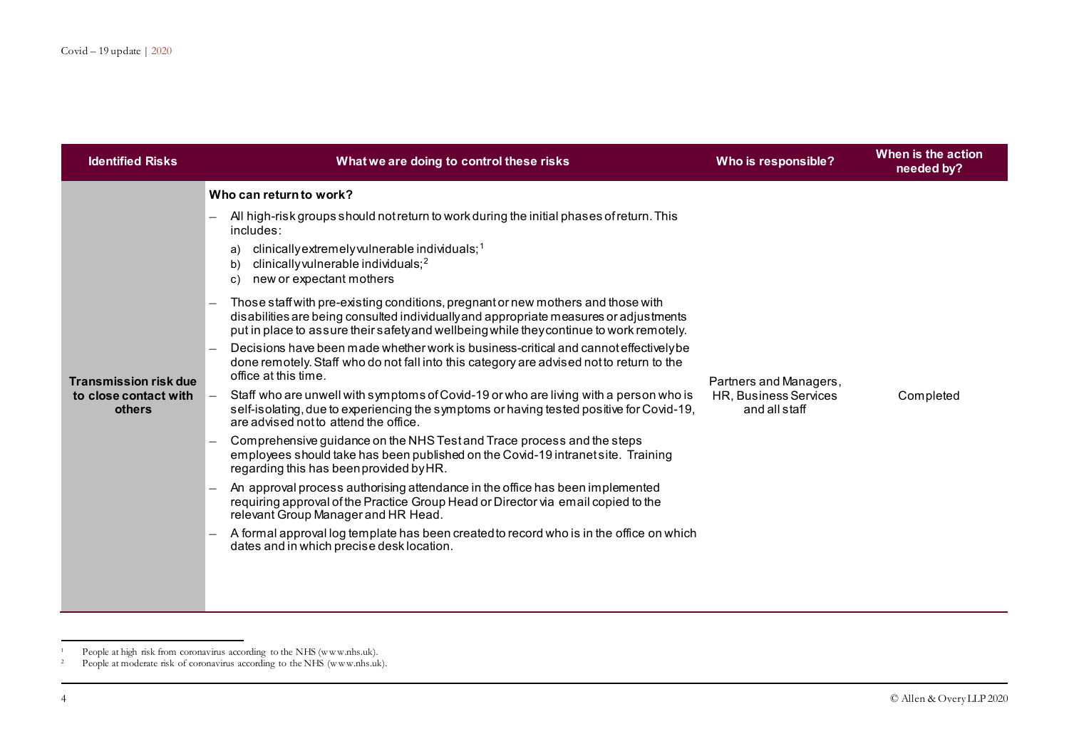| Identified Risks | What we are doing to control these risks | Who is responsible? | When is the action needed by? |
|---|---|---|---|
| **Transmission risk due to close contact with others** | **Who can return to work?**<br>– All high-risk groups should not return to work during the initial phases of return. This includes:<br>a) clinically extremely vulnerable individuals;[1]<br>b) clinically vulnerable individuals;[2]<br>c) new or expectant mothers<br>– Those staff with pre-existing conditions, pregnant or new mothers and those with disabilities are being consulted individually and appropriate measures or adjustments put in place to assure their safety and wellbeing while they continue to work remotely.<br>– Decisions have been made whether work is business-critical and cannot effectively be done remotely. Staff who do not fall into this category are advised not to return to the office at this time.<br>– Staff who are unwell with symptoms of Covid-19 or who are living with a person who is self-isolating, due to experiencing the symptoms or having tested positive for Covid-19, are advised not to attend the office.<br>– Comprehensive guidance on the NHS Test and Trace process and the steps employees should take has been published on the Covid-19 intranet site. Training regarding this has been provided by HR.<br>– An approval process authorising attendance in the office has been implemented requiring approval of the Practice Group Head or Director via email copied to the relevant Group Manager and HR Head.<br>– A formal approval log template has been created to record who is in the office on which dates and in which precise desk location. | Partners and Managers, HR, Business Services and all staff | Completed |

[1] People at high risk from coronavirus according to the NHS (www.nhs.uk).

[2] People at moderate risk of coronavirus according to the NHS (www.nhs.uk).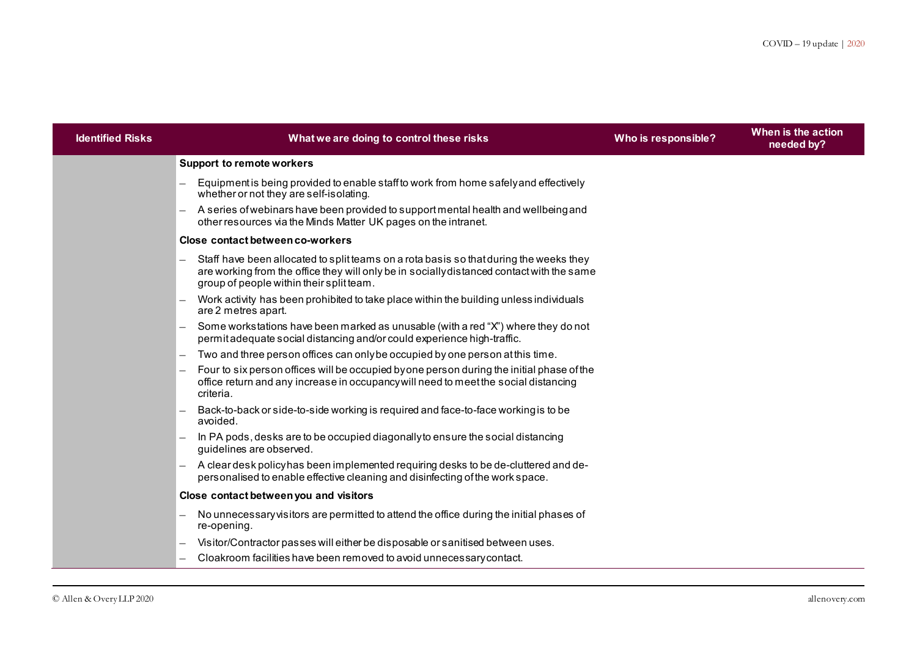| Identified Risks | What we are doing to control these risks | Who is responsible? | When is the action needed by? |
|---|---|---|---|
| | **Support to remote workers**<br>– Equipment is being provided to enable staff to work from home safely and effectively whether or not they are self-isolating.<br>– A series of webinars have been provided to support mental health and wellbeing and other resources via the Minds Matter UK pages on the intranet.<br>**Close contact between co-workers**<br>– Staff have been allocated to split teams on a rota basis so that during the weeks they are working from the office they will only be in socially distanced contact with the same group of people within their split team.<br>– Work activity has been prohibited to take place within the building unless individuals are 2 metres apart.<br>– Some workstations have been marked as unusable (with a red "X") where they do not permit adequate social distancing and/or could experience high-traffic.<br>– Two and three person offices can only be occupied by one person at this time.<br>– Four to six person offices will be occupied by one person during the initial phase of the office return and any increase in occupancy will need to meet the social distancing criteria.<br>– Back-to-back or side-to-side working is required and face-to-face working is to be avoided.<br>– In PA pods, desks are to be occupied diagonally to ensure the social distancing guidelines are observed.<br>– A clear desk policy has been implemented requiring desks to be de-cluttered and de-personalised to enable effective cleaning and disinfecting of the work space.<br>**Close contact between you and visitors**<br>– No unnecessary visitors are permitted to attend the office during the initial phases of re-opening.<br>– Visitor/Contractor passes will either be disposable or sanitised between uses.<br>– Cloakroom facilities have been removed to avoid unnecessary contact. | | |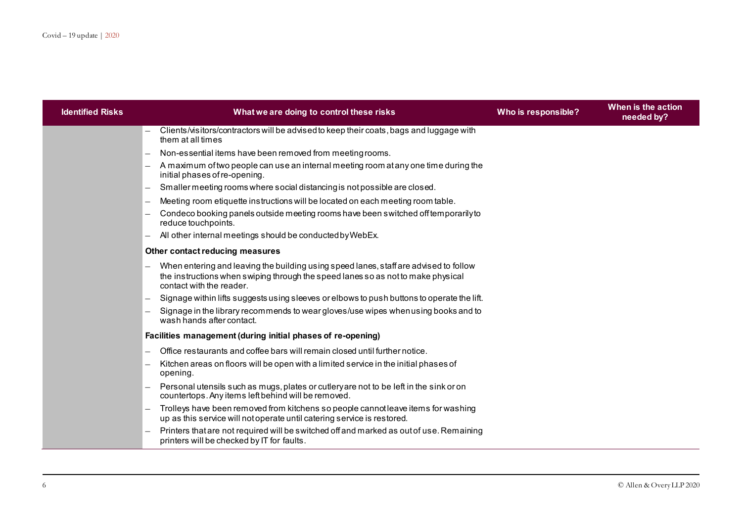| Identified Risks | What we are doing to control these risks | Who is responsible? | When is the action needed by? |
|---|---|---|---|
| | – Clients/visitors/contractors will be advised to keep their coats, bags and luggage with them at all times<br>– Non-essential items have been removed from meeting rooms.<br>– A maximum of two people can use an internal meeting room at any one time during the initial phases of re-opening.<br>– Smaller meeting rooms where social distancing is not possible are closed.<br>– Meeting room etiquette instructions will be located on each meeting room table.<br>– Condeco booking panels outside meeting rooms have been switched off temporarily to reduce touchpoints.<br>– All other internal meetings should be conducted by WebEx.<br>**Other contact reducing measures**<br>– When entering and leaving the building using speed lanes, staff are advised to follow the instructions when swiping through the speed lanes so as not to make physical contact with the reader.<br>– Signage within lifts suggests using sleeves or elbows to push buttons to operate the lift.<br>– Signage in the library recommends to wear gloves/use wipes when using books and to wash hands after contact.<br>**Facilities management (during initial phases of re-opening)**<br>– Office restaurants and coffee bars will remain closed until further notice.<br>– Kitchen areas on floors will be open with a limited service in the initial phases of opening.<br>– Personal utensils such as mugs, plates or cutlery are not to be left in the sink or on countertops. Any items left behind will be removed.<br>– Trolleys have been removed from kitchens so people cannot leave items for washing up as this service will not operate until catering service is restored.<br>– Printers that are not required will be switched off and marked as out of use. Remaining printers will be checked by IT for faults. | | |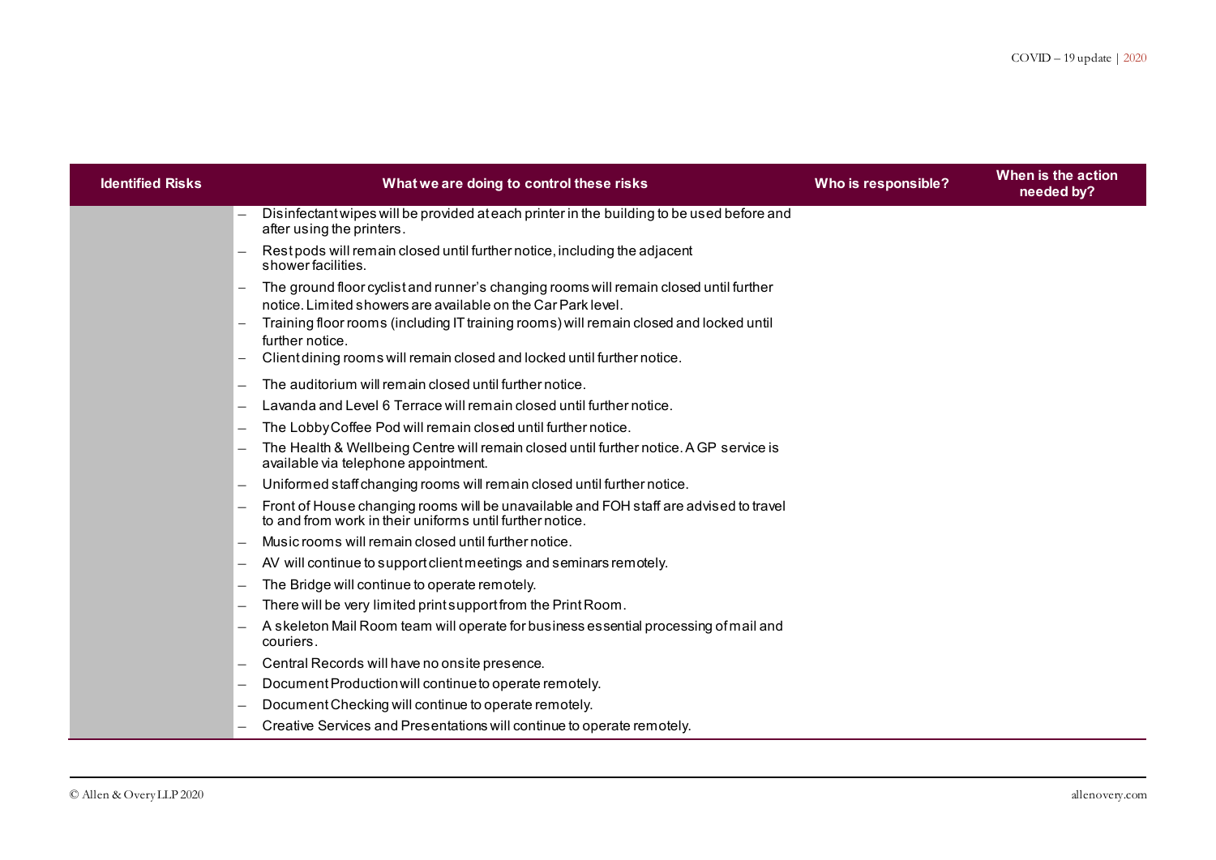| Identified Risks | What we are doing to control these risks | Who is responsible? | When is the action needed by? |
|---|---|---|---|
| | – Disinfectant wipes will be provided at each printer in the building to be used before and after using the printers.<br>– Rest pods will remain closed until further notice, including the adjacent shower facilities.<br>– The ground floor cyclist and runner's changing rooms will remain closed until further notice. Limited showers are available on the Car Park level.<br>– Training floor rooms (including IT training rooms) will remain closed and locked until further notice.<br>– Client dining rooms will remain closed and locked until further notice.<br>– The auditorium will remain closed until further notice.<br>– Lavanda and Level 6 Terrace will remain closed until further notice.<br>– The Lobby Coffee Pod will remain closed until further notice.<br>– The Health & Wellbeing Centre will remain closed until further notice. A GP service is available via telephone appointment.<br>– Uniformed staff changing rooms will remain closed until further notice.<br>– Front of House changing rooms will be unavailable and FOH staff are advised to travel to and from work in their uniforms until further notice.<br>– Music rooms will remain closed until further notice.<br>– AV will continue to support client meetings and seminars remotely.<br>– The Bridge will continue to operate remotely.<br>– There will be very limited print support from the Print Room.<br>– A skeleton Mail Room team will operate for business essential processing of mail and couriers.<br>– Central Records will have no onsite presence.<br>– Document Production will continue to operate remotely.<br>– Document Checking will continue to operate remotely.<br>– Creative Services and Presentations will continue to operate remotely. | | |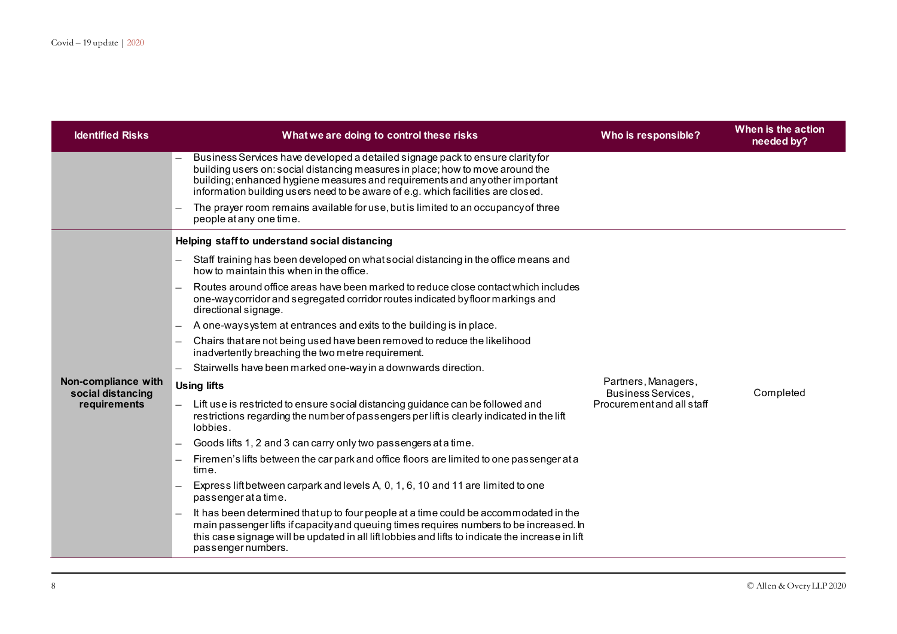| Identified Risks | What we are doing to control these risks | Who is responsible? | When is the action needed by? |
|---|---|---|---|
| | – Business Services have developed a detailed signage pack to ensure clarity for building users on: social distancing measures in place; how to move around the building; enhanced hygiene measures and requirements and any other important information building users need to be aware of e.g. which facilities are closed.<br>– The prayer room remains available for use, but is limited to an occupancy of three people at any one time. | | |
| **Non-compliance with social distancing requirements** | **Helping staff to understand social distancing**<br>– Staff training has been developed on what social distancing in the office means and how to maintain this when in the office.<br>– Routes around office areas have been marked to reduce close contact which includes one-way corridor and segregated corridor routes indicated by floor markings and directional signage.<br>– A one-way system at entrances and exits to the building is in place.<br>– Chairs that are not being used have been removed to reduce the likelihood inadvertently breaching the two metre requirement.<br>– Stairwells have been marked one-way in a downwards direction.<br>**Using lifts**<br>– Lift use is restricted to ensure social distancing guidance can be followed and restrictions regarding the number of passengers per lift is clearly indicated in the lift lobbies.<br>– Goods lifts 1, 2 and 3 can carry only two passengers at a time.<br>– Firemen's lifts between the car park and office floors are limited to one passenger at a time.<br>– Express lift between carpark and levels A, 0, 1, 6, 10 and 11 are limited to one passenger at a time.<br>– It has been determined that up to four people at a time could be accommodated in the main passenger lifts if capacity and queuing times requires numbers to be increased. In this case signage will be updated in all lift lobbies and lifts to indicate the increase in lift passenger numbers. | Partners, Managers, Business Services, Procurement and all staff | Completed |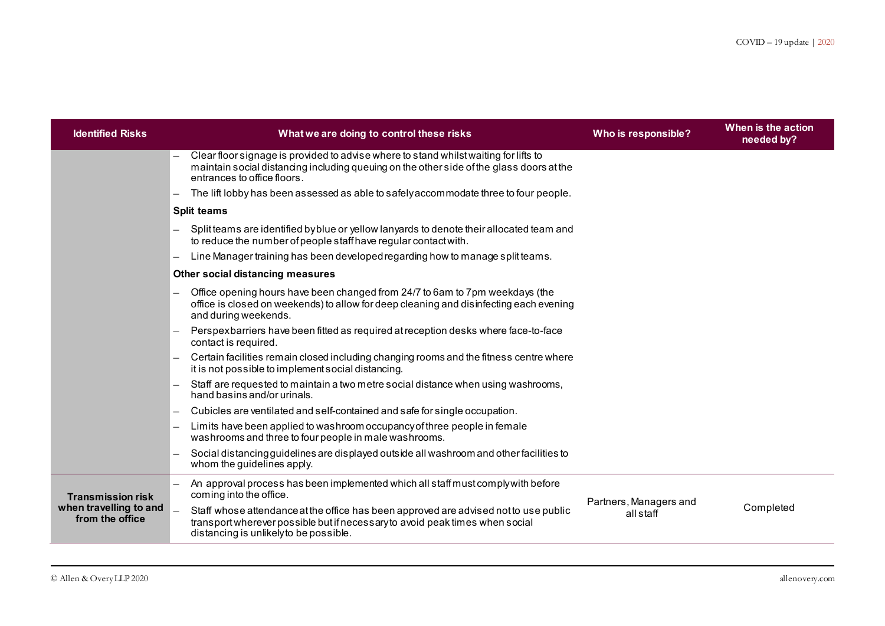| Identified Risks | What we are doing to control these risks | Who is responsible? | When is the action needed by? |
|---|---|---|---|
| | – Clear floor signage is provided to advise where to stand whilst waiting for lifts to maintain social distancing including queuing on the other side of the glass doors at the entrances to office floors.<br>– The lift lobby has been assessed as able to safely accommodate three to four people.<br>**Split teams**<br>– Split teams are identified by blue or yellow lanyards to denote their allocated team and to reduce the number of people staff have regular contact with.<br>– Line Manager training has been developed regarding how to manage split teams.<br>**Other social distancing measures**<br>– Office opening hours have been changed from 24/7 to 6am to 7pm weekdays (the office is closed on weekends) to allow for deep cleaning and disinfecting each evening and during weekends.<br>– Perspex barriers have been fitted as required at reception desks where face-to-face contact is required.<br>– Certain facilities remain closed including changing rooms and the fitness centre where it is not possible to implement social distancing.<br>– Staff are requested to maintain a two metre social distance when using washrooms, hand basins and/or urinals.<br>– Cubicles are ventilated and self-contained and safe for single occupation.<br>– Limits have been applied to washroom occupancy of three people in female washrooms and three to four people in male washrooms.<br>– Social distancing guidelines are displayed outside all washroom and other facilities to whom the guidelines apply. | | |
| **Transmission risk when travelling to and from the office** | – An approval process has been implemented which all staff must comply with before coming into the office.<br>– Staff whose attendance at the office has been approved are advised not to use public transport wherever possible but if necessary to avoid peak times when social distancing is unlikely to be possible. | Partners, Managers and all staff | Completed |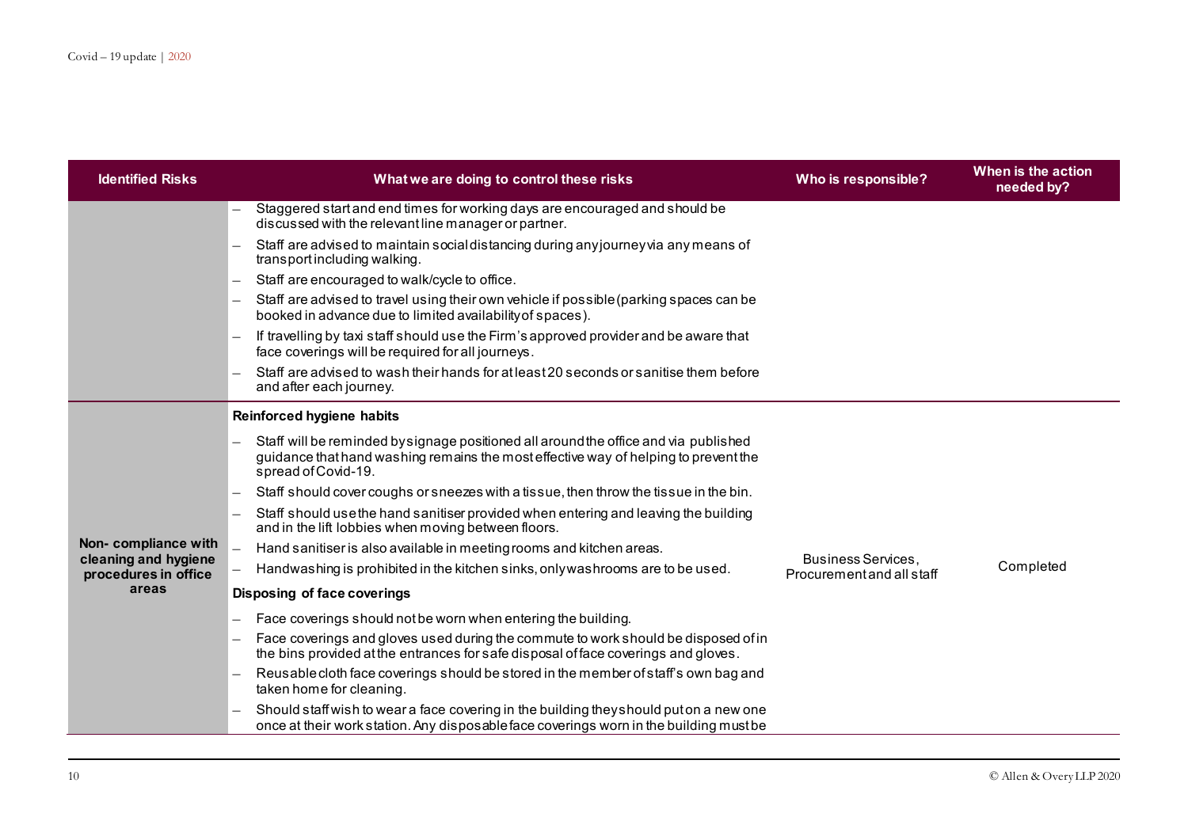| Identified Risks | What we are doing to control these risks | Who is responsible? | When is the action needed by? |
|---|---|---|---|
| | – Staggered start and end times for working days are encouraged and should be discussed with the relevant line manager or partner.<br>– Staff are advised to maintain social distancing during any journey via any means of transport including walking.<br>– Staff are encouraged to walk/cycle to office.<br>– Staff are advised to travel using their own vehicle if possible (parking spaces can be booked in advance due to limited availability of spaces).<br>– If travelling by taxi staff should use the Firm's approved provider and be aware that face coverings will be required for all journeys.<br>– Staff are advised to wash their hands for at least 20 seconds or sanitise them before and after each journey. | | |
| **Non- compliance with cleaning and hygiene procedures in office areas** | **Reinforced hygiene habits**<br>– Staff will be reminded by signage positioned all around the office and via published guidance that hand washing remains the most effective way of helping to prevent the spread of Covid-19.<br>– Staff should cover coughs or sneezes with a tissue, then throw the tissue in the bin.<br>– Staff should use the hand sanitiser provided when entering and leaving the building and in the lift lobbies when moving between floors.<br>– Hand sanitiser is also available in meeting rooms and kitchen areas.<br>– Handwashing is prohibited in the kitchen sinks, only washrooms are to be used.<br>**Disposing of face coverings**<br>– Face coverings should not be worn when entering the building.<br>– Face coverings and gloves used during the commute to work should be disposed of in the bins provided at the entrances for safe disposal of face coverings and gloves.<br>– Reusable cloth face coverings should be stored in the member of staff's own bag and taken home for cleaning.<br>– Should staff wish to wear a face covering in the building they should put on a new one once at their work station. Any disposable face coverings worn in the building must be | Business Services, Procurement and all staff | Completed |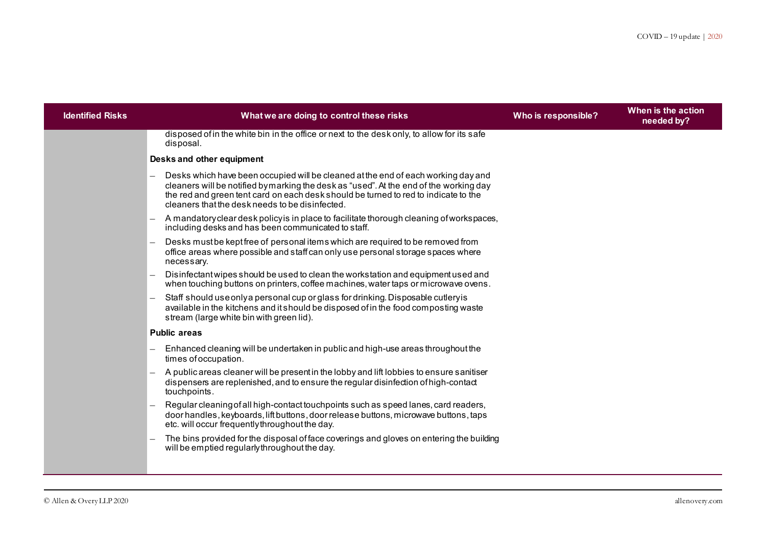| Identified Risks | What we are doing to control these risks | Who is responsible? | When is the action needed by? |
|---|---|---|---|
| | disposed of in the white bin in the office or next to the desk only, to allow for its safe disposal.<br><br>**Desks and other equipment**<br><br>– Desks which have been occupied will be cleaned at the end of each working day and cleaners will be notified by marking the desk as "used". At the end of the working day the red and green tent card on each desk should be turned to red to indicate to the cleaners that the desk needs to be disinfected.<br>– A mandatory clear desk policy is in place to facilitate thorough cleaning of workspaces, including desks and has been communicated to staff.<br>– Desks must be kept free of personal items which are required to be removed from office areas where possible and staff can only use personal storage spaces where necessary.<br>– Disinfectant wipes should be used to clean the workstation and equipment used and when touching buttons on printers, coffee machines, water taps or microwave ovens.<br>– Staff should use only a personal cup or glass for drinking. Disposable cutlery is available in the kitchens and it should be disposed of in the food composting waste stream (large white bin with green lid).<br><br>**Public areas**<br><br>– Enhanced cleaning will be undertaken in public and high-use areas throughout the times of occupation.<br>– A public areas cleaner will be present in the lobby and lift lobbies to ensure sanitiser dispensers are replenished, and to ensure the regular disinfection of high-contact touchpoints.<br>– Regular cleaning of all high-contact touchpoints such as speed lanes, card readers, door handles, keyboards, lift buttons, door release buttons, microwave buttons, taps etc. will occur frequently throughout the day.<br>– The bins provided for the disposal of face coverings and gloves on entering the building will be emptied regularly throughout the day. | | |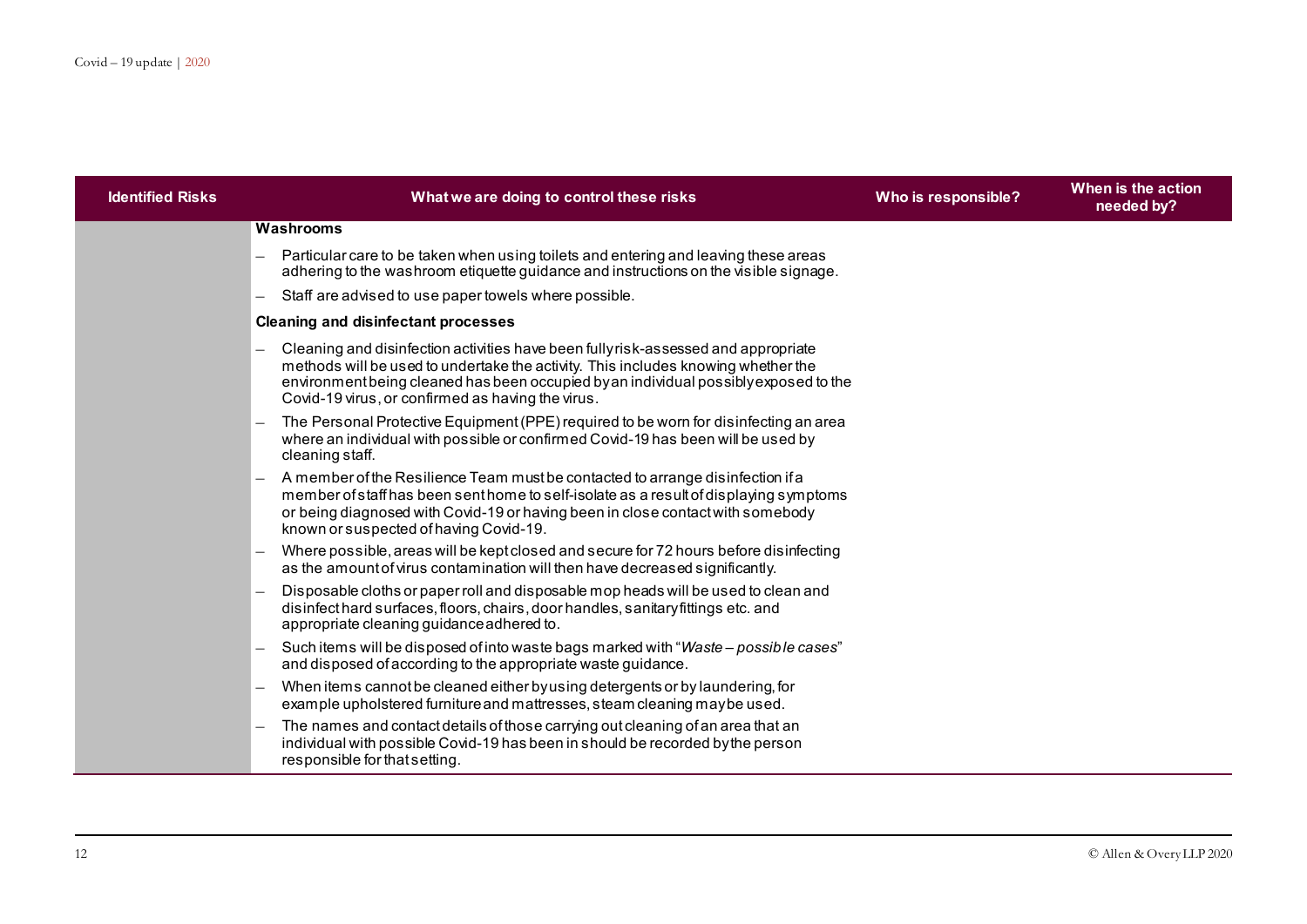| Identified Risks | What we are doing to control these risks | Who is responsible? | When is the action needed by? |
|---|---|---|---|
| | **Washrooms**<br>– Particular care to be taken when using toilets and entering and leaving these areas adhering to the washroom etiquette guidance and instructions on the visible signage.<br>– Staff are advised to use paper towels where possible.<br>**Cleaning and disinfectant processes**<br>– Cleaning and disinfection activities have been fully risk-assessed and appropriate methods will be used to undertake the activity. This includes knowing whether the environment being cleaned has been occupied by an individual possibly exposed to the Covid-19 virus, or confirmed as having the virus.<br>– The Personal Protective Equipment (PPE) required to be worn for disinfecting an area where an individual with possible or confirmed Covid-19 has been will be used by cleaning staff.<br>– A member of the Resilience Team must be contacted to arrange disinfection if a member of staff has been sent home to self-isolate as a result of displaying symptoms or being diagnosed with Covid-19 or having been in close contact with somebody known or suspected of having Covid-19.<br>– Where possible, areas will be kept closed and secure for 72 hours before disinfecting as the amount of virus contamination will then have decreased significantly.<br>– Disposable cloths or paper roll and disposable mop heads will be used to clean and disinfect hard surfaces, floors, chairs, door handles, sanitary fittings etc. and appropriate cleaning guidance adhered to.<br>– Such items will be disposed of into waste bags marked with "*Waste – possible cases*" and disposed of according to the appropriate waste guidance.<br>– When items cannot be cleaned either by using detergents or by laundering, for example upholstered furniture and mattresses, steam cleaning may be used.<br>– The names and contact details of those carrying out cleaning of an area that an individual with possible Covid-19 has been in should be recorded by the person responsible for that setting. | | |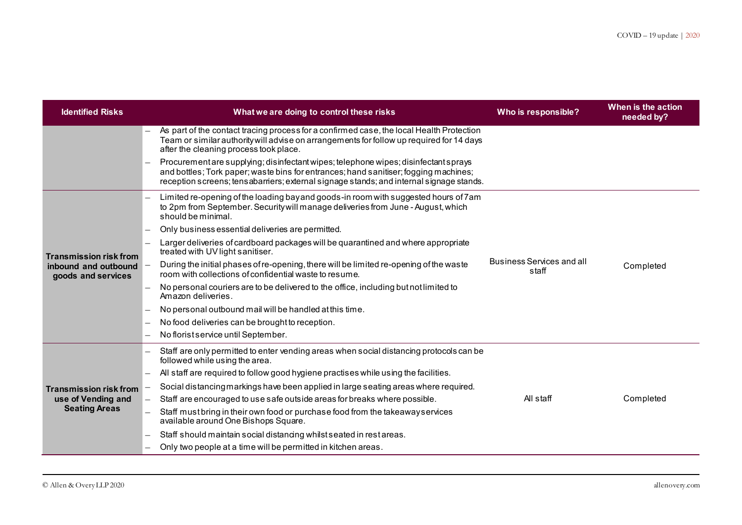| Identified Risks | What we are doing to control these risks | Who is responsible? | When is the action needed by? |
|---|---|---|---|
| | – As part of the contact tracing process for a confirmed case, the local Health Protection Team or similar authority will advise on arrangements for follow up required for 14 days after the cleaning process took place.<br>– Procurement are supplying; disinfectant wipes; telephone wipes; disinfectant sprays and bottles; Tork paper; waste bins for entrances; hand sanitiser; fogging machines; reception screens; tensabarriers; external signage stands; and internal signage stands. | | |
| **Transmission risk from inbound and outbound goods and services** | – Limited re-opening of the loading bay and goods-in room with suggested hours of 7am to 2pm from September. Security will manage deliveries from June - August, which should be minimal.<br>– Only business essential deliveries are permitted.<br>– Larger deliveries of cardboard packages will be quarantined and where appropriate treated with UV light sanitiser.<br>– During the initial phases of re-opening, there will be limited re-opening of the waste room with collections of confidential waste to resume.<br>– No personal couriers are to be delivered to the office, including but not limited to Amazon deliveries.<br>– No personal outbound mail will be handled at this time.<br>– No food deliveries can be brought to reception.<br>– No florist service until September. | Business Services and all staff | Completed |
| **Transmission risk from use of Vending and Seating Areas** | – Staff are only permitted to enter vending areas when social distancing protocols can be followed while using the area.<br>– All staff are required to follow good hygiene practises while using the facilities.<br>– Social distancing markings have been applied in large seating areas where required.<br>– Staff are encouraged to use safe outside areas for breaks where possible.<br>– Staff must bring in their own food or purchase food from the takeaway services available around One Bishops Square.<br>– Staff should maintain social distancing whilst seated in rest areas.<br>– Only two people at a time will be permitted in kitchen areas. | All staff | Completed |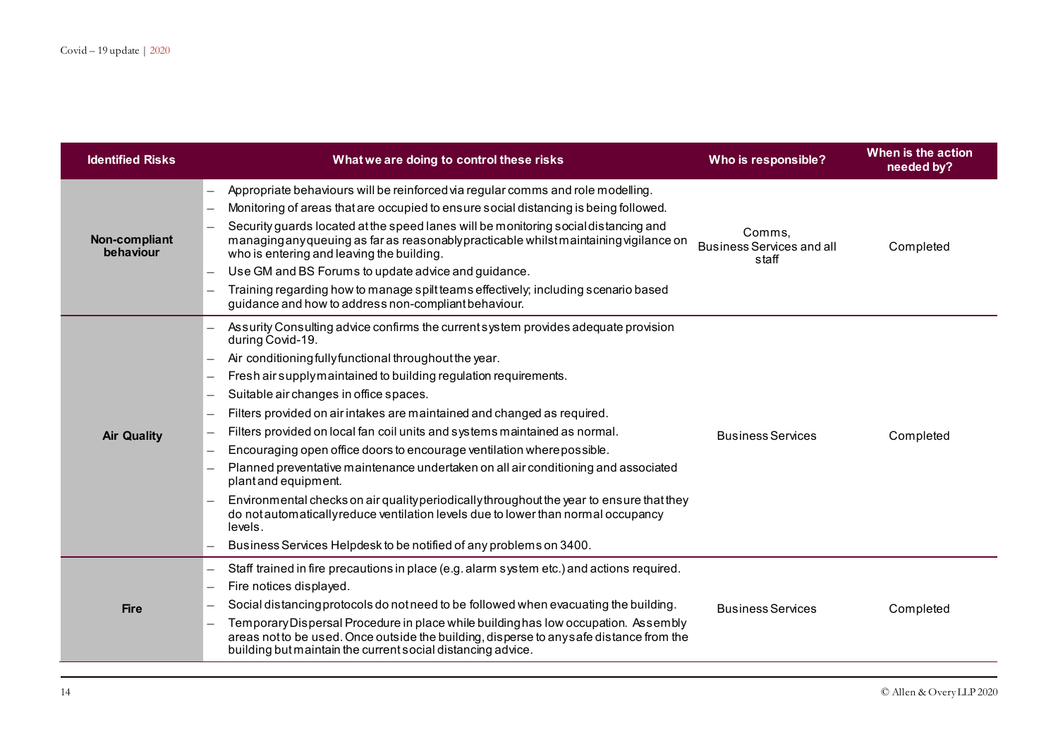| Identified Risks | What we are doing to control these risks | Who is responsible? | When is the action needed by? |
|---|---|---|---|
| **Non-compliant behaviour** | – Appropriate behaviours will be reinforced via regular comms and role modelling.<br>– Monitoring of areas that are occupied to ensure social distancing is being followed.<br>– Security guards located at the speed lanes will be monitoring social distancing and managing any queuing as far as reasonably practicable whilst maintaining vigilance on who is entering and leaving the building.<br>– Use GM and BS Forums to update advice and guidance.<br>– Training regarding how to manage spilt teams effectively; including scenario based guidance and how to address non-compliant behaviour. | Comms, Business Services and all staff | Completed |
| **Air Quality** | – Assurity Consulting advice confirms the current system provides adequate provision during Covid-19.<br>– Air conditioning fully functional throughout the year.<br>– Fresh air supply maintained to building regulation requirements.<br>– Suitable air changes in office spaces.<br>– Filters provided on air intakes are maintained and changed as required.<br>– Filters provided on local fan coil units and systems maintained as normal.<br>– Encouraging open office doors to encourage ventilation where possible.<br>– Planned preventative maintenance undertaken on all air conditioning and associated plant and equipment.<br>– Environmental checks on air quality periodically throughout the year to ensure that they do not automatically reduce ventilation levels due to lower than normal occupancy levels.<br>– Business Services Helpdesk to be notified of any problems on 3400. | Business Services | Completed |
| **Fire** | – Staff trained in fire precautions in place (e.g. alarm system etc.) and actions required.<br>– Fire notices displayed.<br>– Social distancing protocols do not need to be followed when evacuating the building.<br>– Temporary Dispersal Procedure in place while building has low occupation. Assembly areas not to be used. Once outside the building, disperse to any safe distance from the building but maintain the current social distancing advice. | Business Services | Completed |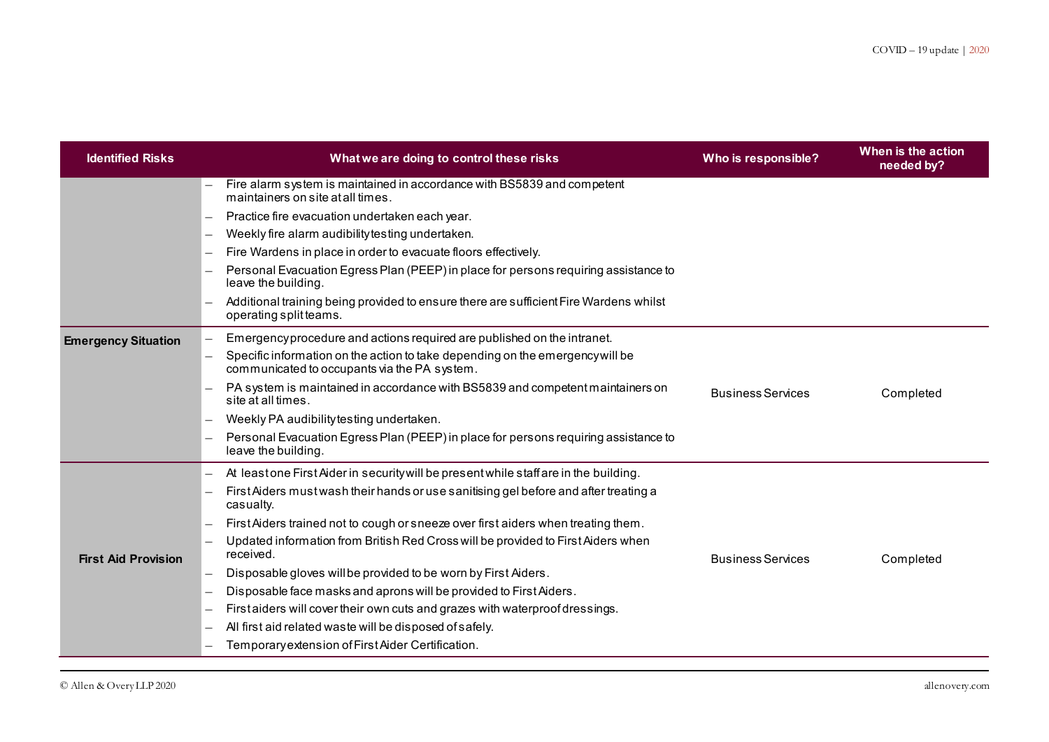| Identified Risks | What we are doing to control these risks | Who is responsible? | When is the action needed by? |
|---|---|---|---|
| | – Fire alarm system is maintained in accordance with BS5839 and competent maintainers on site at all times.<br>– Practice fire evacuation undertaken each year.<br>– Weekly fire alarm audibility testing undertaken.<br>– Fire Wardens in place in order to evacuate floors effectively.<br>– Personal Evacuation Egress Plan (PEEP) in place for persons requiring assistance to leave the building.<br>– Additional training being provided to ensure there are sufficient Fire Wardens whilst operating split teams. | | |
| **Emergency Situation** | – Emergency procedure and actions required are published on the intranet.<br>– Specific information on the action to take depending on the emergency will be communicated to occupants via the PA system.<br>– PA system is maintained in accordance with BS5839 and competent maintainers on site at all times.<br>– Weekly PA audibility testing undertaken.<br>– Personal Evacuation Egress Plan (PEEP) in place for persons requiring assistance to leave the building. | Business Services | Completed |
| **First Aid Provision** | – At least one First Aider in security will be present while staff are in the building.<br>– First Aiders must wash their hands or use sanitising gel before and after treating a casualty.<br>– First Aiders trained not to cough or sneeze over first aiders when treating them.<br>– Updated information from British Red Cross will be provided to First Aiders when received.<br>– Disposable gloves will be provided to be worn by First Aiders.<br>– Disposable face masks and aprons will be provided to First Aiders.<br>– First aiders will cover their own cuts and grazes with waterproof dressings.<br>– All first aid related waste will be disposed of safely.<br>– Temporary extension of First Aider Certification. | Business Services | Completed |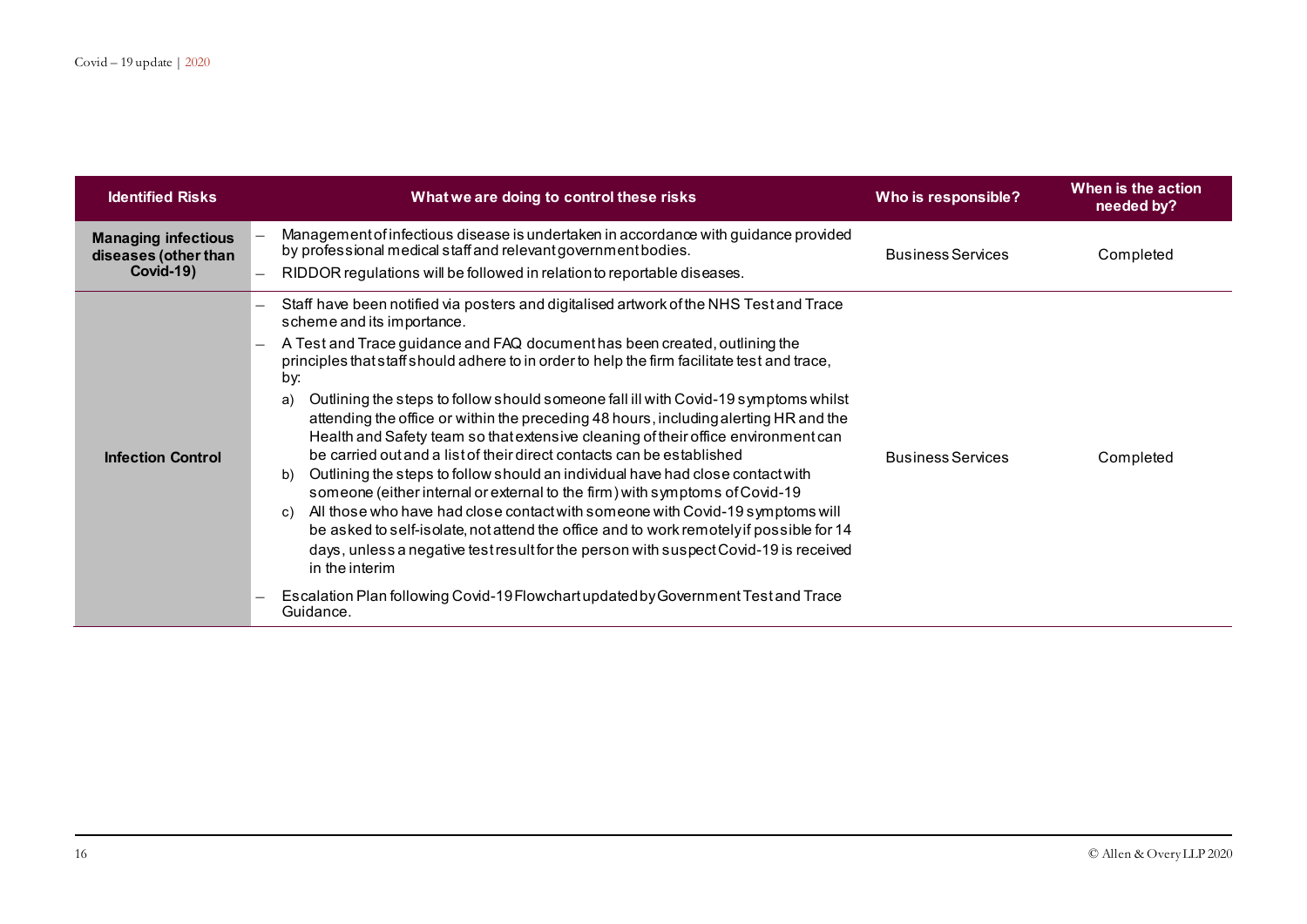| Identified Risks | What we are doing to control these risks | Who is responsible? | When is the action needed by? |
|---|---|---|---|
| **Managing infectious diseases (other than Covid-19)** | – Management of infectious disease is undertaken in accordance with guidance provided by professional medical staff and relevant government bodies.<br>– RIDDOR regulations will be followed in relation to reportable diseases. | Business Services | Completed |
| **Infection Control** | – Staff have been notified via posters and digitalised artwork of the NHS Test and Trace scheme and its importance.<br>– A Test and Trace guidance and FAQ document has been created, outlining the principles that staff should adhere to in order to help the firm facilitate test and trace, by:<br>a) Outlining the steps to follow should someone fall ill with Covid-19 symptoms whilst attending the office or within the preceding 48 hours, including alerting HR and the Health and Safety team so that extensive cleaning of their office environment can be carried out and a list of their direct contacts can be established<br>b) Outlining the steps to follow should an individual have had close contact with someone (either internal or external to the firm) with symptoms of Covid-19<br>c) All those who have had close contact with someone with Covid-19 symptoms will be asked to self-isolate, not attend the office and to work remotely if possible for 14 days, unless a negative test result for the person with suspect Covid-19 is received in the interim<br>– Escalation Plan following Covid-19 Flowchart updated by Government Test and Trace Guidance. | Business Services | Completed |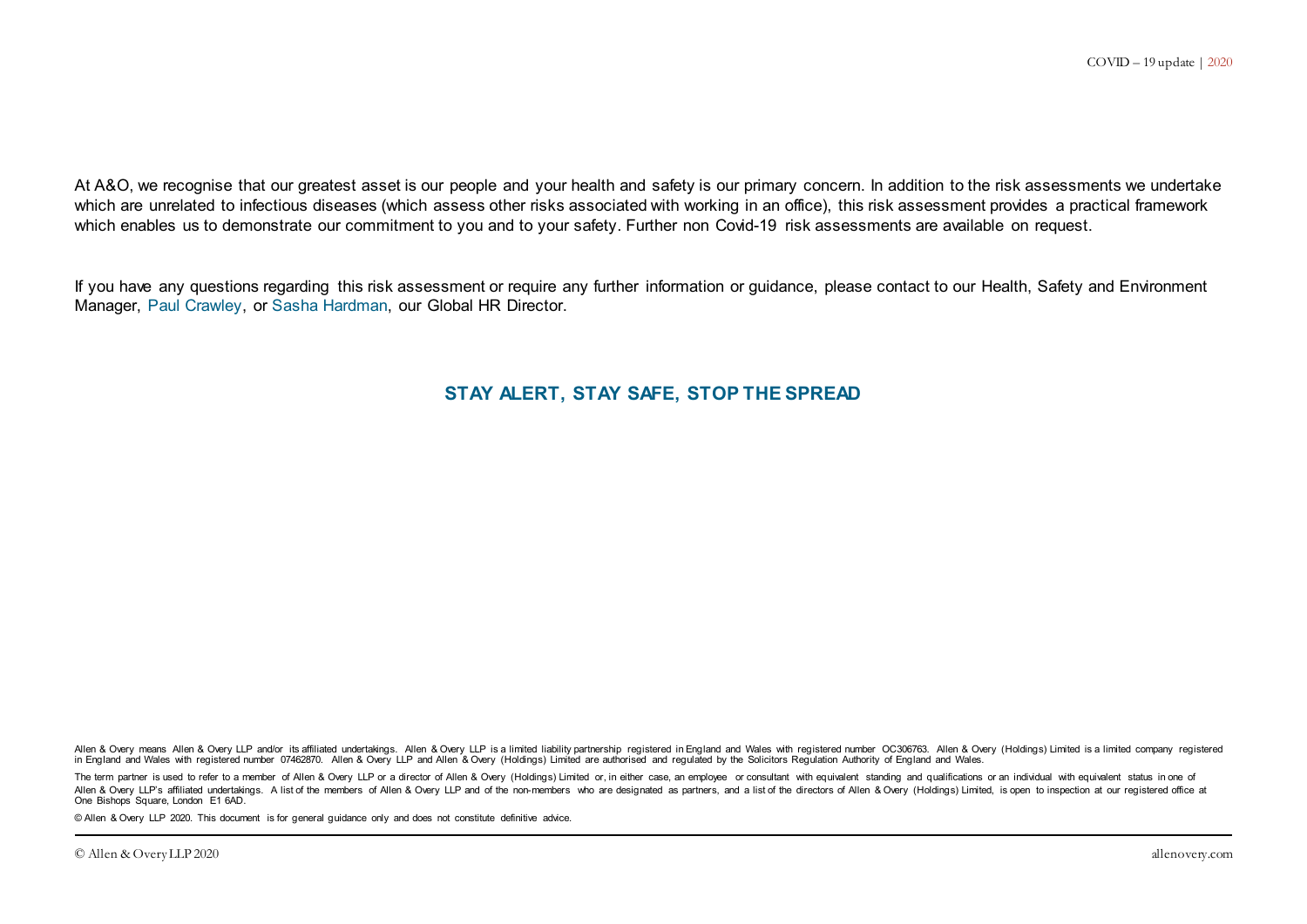At A&O, we recognise that our greatest asset is our people and your health and safety is our primary concern. In addition to the risk assessments we undertake which are unrelated to infectious diseases (which assess other risks associated with working in an office), this risk assessment provides a practical framework which enables us to demonstrate our commitment to you and to your safety. Further non Covid-19 risk assessments are available on request.

If you have any questions regarding this risk assessment or require any further information or guidance, please contact to our Health, Safety and Environment Manager, Paul Crawley, or Sasha Hardman, our Global HR Director.

**STAY ALERT, STAY SAFE, STOP THE SPREAD**

Allen & Overy means Allen & Overy LLP and/or its affiliated undertakings. Allen & Overy LLP is a limited liability partnership registered in England and Wales with registered number OC306763. Allen & Overy (Holdings) Limited is a limited company registered in England and Wales with registered number 07462870. Allen & Overy LLP and Allen & Overy (Holdings) Limited are authorised and regulated by the Solicitors Regulation Authority of England and Wales.

The term partner is used to refer to a member of Allen & Overy LLP or a director of Allen & Overy (Holdings) Limited or, in either case, an employee or consultant with equivalent standing and qualifications or an individual with equivalent status in one of Allen & Overy LLP's affiliated undertakings. A list of the members of Allen & Overy LLP and of the non-members who are designated as partners, and a list of the directors of Allen & Overy (Holdings) Limited, is open to inspection at our registered office at One Bishops Square, London E1 6AD.

© Allen & Overy LLP 2020. This document is for general guidance only and does not constitute definitive advice.